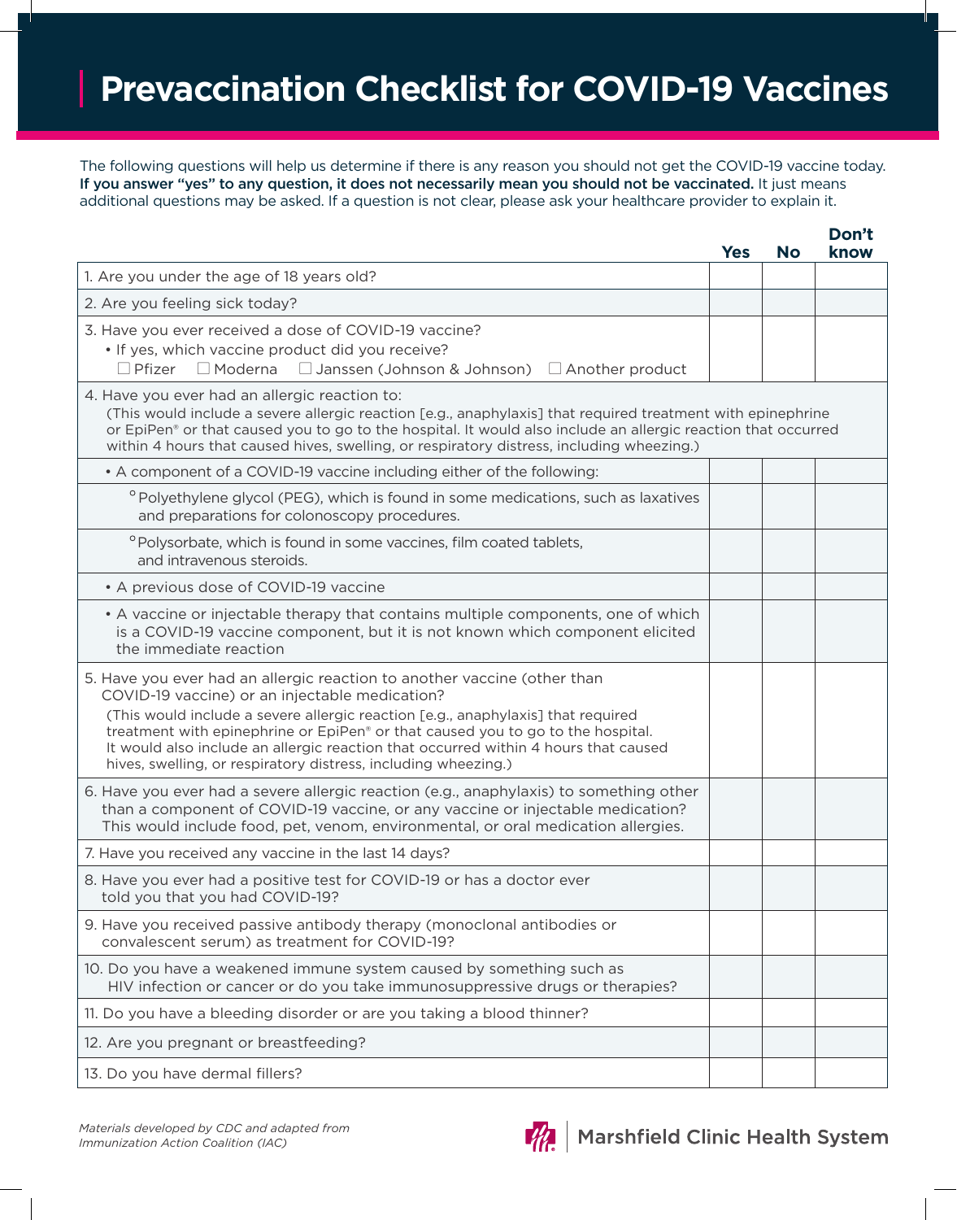# Prevaccination Checklist for COVID-19 Vaccines

The following questions will help us determine if there is any reason you should not get the COVID-19 vaccine today. **If you answer "yes" to any question, it does not necessarily mean you should not be vaccinated.** It just means additional questions may be asked. If a question is not clear, please ask your healthcare provider to explain it.

| | Yes | No | Don't know |
|---|---|---|---|
| 1. Are you under the age of 18 years old? | | | |
| 2. Are you feeling sick today? | | | |
| 3. Have you ever received a dose of COVID-19 vaccine?<br>• If yes, which vaccine product did you receive?<br>☐ Pfizer ☐ Moderna ☐ Janssen (Johnson & Johnson) ☐ Another product | | | |
| 4. Have you ever had an allergic reaction to:<br>(This would include a severe allergic reaction [e.g., anaphylaxis] that required treatment with epinephrine or EpiPen® or that caused you to go to the hospital. It would also include an allergic reaction that occurred within 4 hours that caused hives, swelling, or respiratory distress, including wheezing.) | | | |
| • A component of a COVID-19 vaccine including either of the following: | | | |
| ° Polyethylene glycol (PEG), which is found in some medications, such as laxatives and preparations for colonoscopy procedures. | | | |
| ° Polysorbate, which is found in some vaccines, film coated tablets, and intravenous steroids. | | | |
| • A previous dose of COVID-19 vaccine | | | |
| • A vaccine or injectable therapy that contains multiple components, one of which is a COVID-19 vaccine component, but it is not known which component elicited the immediate reaction | | | |
| 5. Have you ever had an allergic reaction to another vaccine (other than COVID-19 vaccine) or an injectable medication?<br>(This would include a severe allergic reaction [e.g., anaphylaxis] that required treatment with epinephrine or EpiPen® or that caused you to go to the hospital. It would also include an allergic reaction that occurred within 4 hours that caused hives, swelling, or respiratory distress, including wheezing.) | | | |
| 6. Have you ever had a severe allergic reaction (e.g., anaphylaxis) to something other than a component of COVID-19 vaccine, or any vaccine or injectable medication? This would include food, pet, venom, environmental, or oral medication allergies. | | | |
| 7. Have you received any vaccine in the last 14 days? | | | |
| 8. Have you ever had a positive test for COVID-19 or has a doctor ever told you that you had COVID-19? | | | |
| 9. Have you received passive antibody therapy (monoclonal antibodies or convalescent serum) as treatment for COVID-19? | | | |
| 10. Do you have a weakened immune system caused by something such as HIV infection or cancer or do you take immunosuppressive drugs or therapies? | | | |
| 11. Do you have a bleeding disorder or are you taking a blood thinner? | | | |
| 12. Are you pregnant or breastfeeding? | | | |
| 13. Do you have dermal fillers? | | | |

*Materials developed by CDC and adapted from Immunization Action Coalition (IAC)*

Marshfield Clinic Health System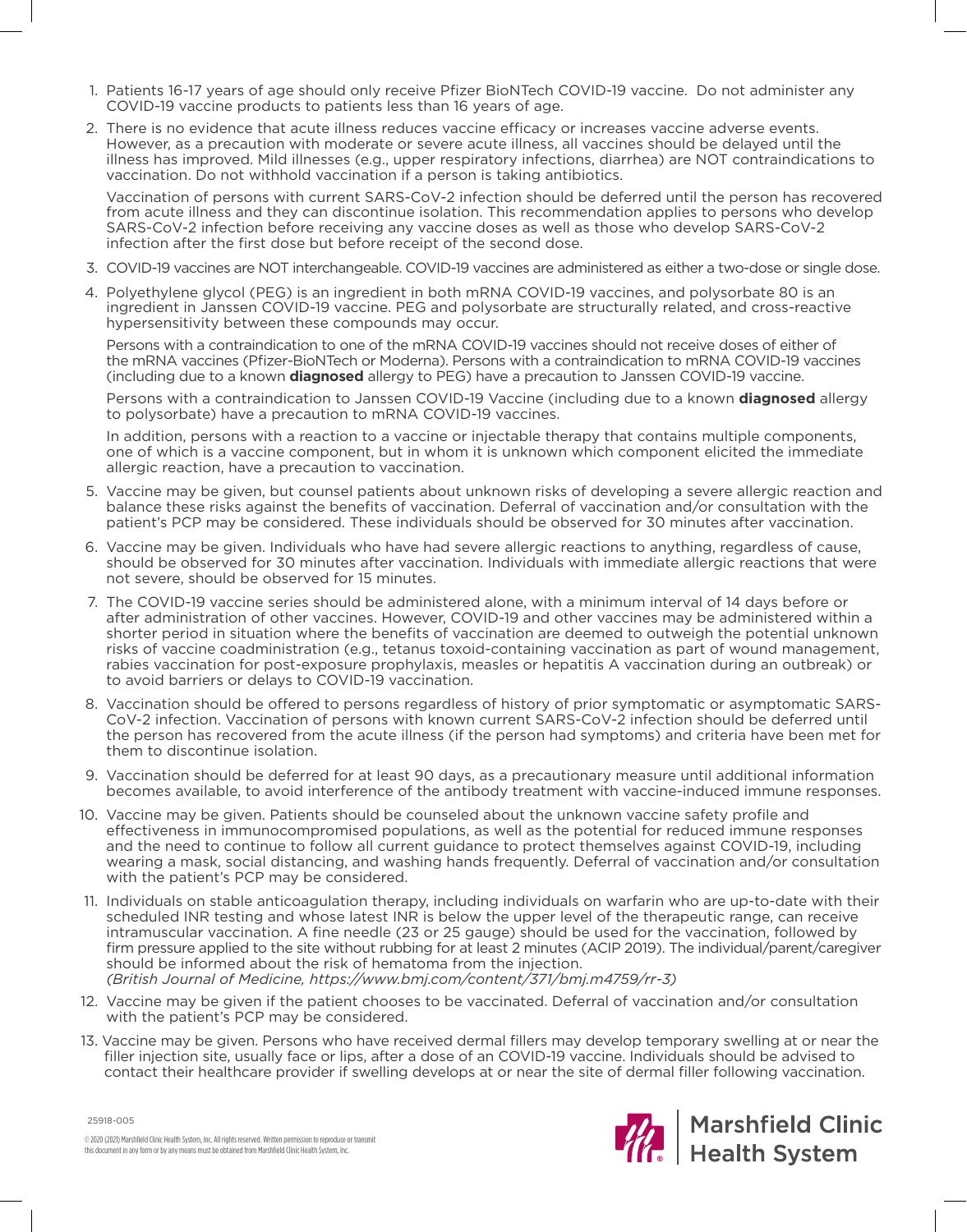1. Patients 16-17 years of age should only receive Pfizer BioNTech COVID-19 vaccine. Do not administer any COVID-19 vaccine products to patients less than 16 years of age.
2. There is no evidence that acute illness reduces vaccine efficacy or increases vaccine adverse events. However, as a precaution with moderate or severe acute illness, all vaccines should be delayed until the illness has improved. Mild illnesses (e.g., upper respiratory infections, diarrhea) are NOT contraindications to vaccination. Do not withhold vaccination if a person is taking antibiotics.

   Vaccination of persons with current SARS-CoV-2 infection should be deferred until the person has recovered from acute illness and they can discontinue isolation. This recommendation applies to persons who develop SARS-CoV-2 infection before receiving any vaccine doses as well as those who develop SARS-CoV-2 infection after the first dose but before receipt of the second dose.
3. COVID-19 vaccines are NOT interchangeable. COVID-19 vaccines are administered as either a two-dose or single dose.
4. Polyethylene glycol (PEG) is an ingredient in both mRNA COVID-19 vaccines, and polysorbate 80 is an ingredient in Janssen COVID-19 vaccine. PEG and polysorbate are structurally related, and cross-reactive hypersensitivity between these compounds may occur.

   Persons with a contraindication to one of the mRNA COVID-19 vaccines should not receive doses of either of the mRNA vaccines (Pfizer-BioNTech or Moderna). Persons with a contraindication to mRNA COVID-19 vaccines (including due to a known **diagnosed** allergy to PEG) have a precaution to Janssen COVID-19 vaccine.

   Persons with a contraindication to Janssen COVID-19 Vaccine (including due to a known **diagnosed** allergy to polysorbate) have a precaution to mRNA COVID-19 vaccines.

   In addition, persons with a reaction to a vaccine or injectable therapy that contains multiple components, one of which is a vaccine component, but in whom it is unknown which component elicited the immediate allergic reaction, have a precaution to vaccination.
5. Vaccine may be given, but counsel patients about unknown risks of developing a severe allergic reaction and balance these risks against the benefits of vaccination. Deferral of vaccination and/or consultation with the patient's PCP may be considered. These individuals should be observed for 30 minutes after vaccination.
6. Vaccine may be given. Individuals who have had severe allergic reactions to anything, regardless of cause, should be observed for 30 minutes after vaccination. Individuals with immediate allergic reactions that were not severe, should be observed for 15 minutes.
7. The COVID-19 vaccine series should be administered alone, with a minimum interval of 14 days before or after administration of other vaccines. However, COVID-19 and other vaccines may be administered within a shorter period in situation where the benefits of vaccination are deemed to outweigh the potential unknown risks of vaccine coadministration (e.g., tetanus toxoid-containing vaccination as part of wound management, rabies vaccination for post-exposure prophylaxis, measles or hepatitis A vaccination during an outbreak) or to avoid barriers or delays to COVID-19 vaccination.
8. Vaccination should be offered to persons regardless of history of prior symptomatic or asymptomatic SARS-CoV-2 infection. Vaccination of persons with known current SARS-CoV-2 infection should be deferred until the person has recovered from the acute illness (if the person had symptoms) and criteria have been met for them to discontinue isolation.
9. Vaccination should be deferred for at least 90 days, as a precautionary measure until additional information becomes available, to avoid interference of the antibody treatment with vaccine-induced immune responses.
10. Vaccine may be given. Patients should be counseled about the unknown vaccine safety profile and effectiveness in immunocompromised populations, as well as the potential for reduced immune responses and the need to continue to follow all current guidance to protect themselves against COVID-19, including wearing a mask, social distancing, and washing hands frequently. Deferral of vaccination and/or consultation with the patient's PCP may be considered.
11. Individuals on stable anticoagulation therapy, including individuals on warfarin who are up-to-date with their scheduled INR testing and whose latest INR is below the upper level of the therapeutic range, can receive intramuscular vaccination. A fine needle (23 or 25 gauge) should be used for the vaccination, followed by firm pressure applied to the site without rubbing for at least 2 minutes (ACIP 2019). The individual/parent/caregiver should be informed about the risk of hematoma from the injection.
    *(British Journal of Medicine, https://www.bmj.com/content/371/bmj.m4759/rr-3)*
12. Vaccine may be given if the patient chooses to be vaccinated. Deferral of vaccination and/or consultation with the patient's PCP may be considered.
13. Vaccine may be given. Persons who have received dermal fillers may develop temporary swelling at or near the filler injection site, usually face or lips, after a dose of an COVID-19 vaccine. Individuals should be advised to contact their healthcare provider if swelling develops at or near the site of dermal filler following vaccination.

25918-005

© 2020 (2021) Marshfield Clinic Health System, Inc. All rights reserved. Written permission to reproduce or transmit this document in any form or by any means must be obtained from Marshfield Clinic Health System, Inc.

Marshfield Clinic Health System